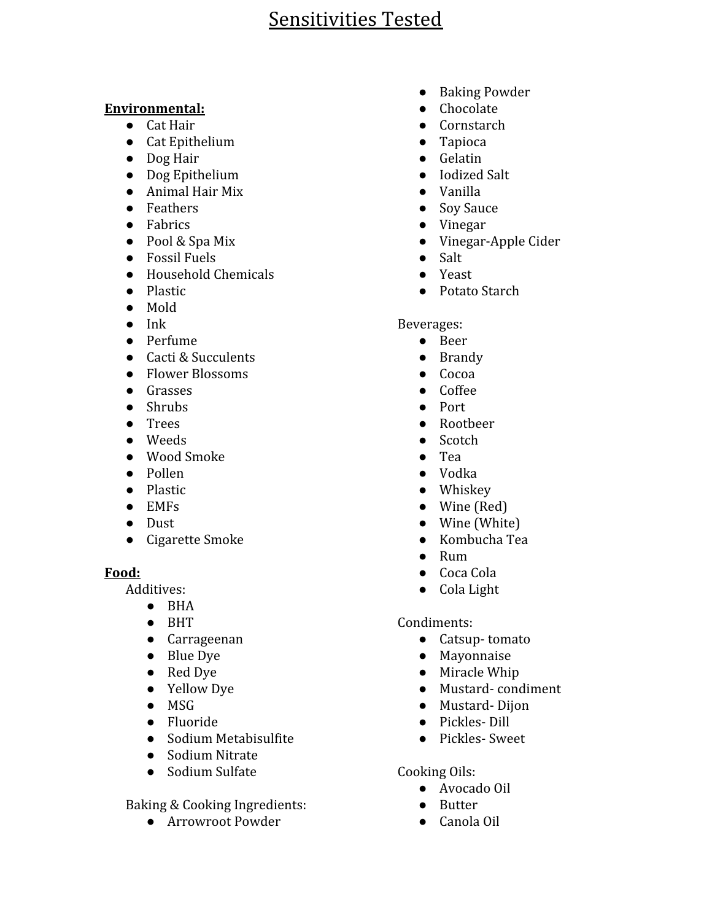# Sensitivities Tested

**Environmental:**

- Cat Hair
- Cat Epithelium
- Dog Hair
- Dog Epithelium
- Animal Hair Mix
- Feathers
- Fabrics
- Pool & Spa Mix
- Fossil Fuels
- Household Chemicals
- Plastic
- Mold
- Ink
- Perfume
- Cacti & Succulents
- Flower Blossoms
- Grasses
- Shrubs
- Trees
- Weeds
- Wood Smoke
- Pollen
- Plastic
- EMFs
- Dust
- Cigarette Smoke

**Food:**

Additives:

- BHA
- BHT
- Carrageenan
- Blue Dye
- Red Dye
- Yellow Dye
- MSG
- Fluoride
- Sodium Metabisulfite
- Sodium Nitrate
- Sodium Sulfate

Baking & Cooking Ingredients:

- Arrowroot Powder
- Baking Powder
- Chocolate
- Cornstarch
- Tapioca
- Gelatin
- Iodized Salt
- Vanilla
- Soy Sauce
- Vinegar
- Vinegar-Apple Cider
- Salt
- Yeast
- Potato Starch

Beverages:

- Beer
- Brandy
- Cocoa
- Coffee
- Port
- Rootbeer
- Scotch
- Tea
- Vodka
- Whiskey
- Wine (Red)
- Wine (White)
- Kombucha Tea
- Rum
- Coca Cola
- Cola Light

Condiments:

- Catsup- tomato
- Mayonnaise
- Miracle Whip
- Mustard- condiment
- Mustard- Dijon
- Pickles- Dill
- Pickles- Sweet

Cooking Oils:

- Avocado Oil
- Butter
- Canola Oil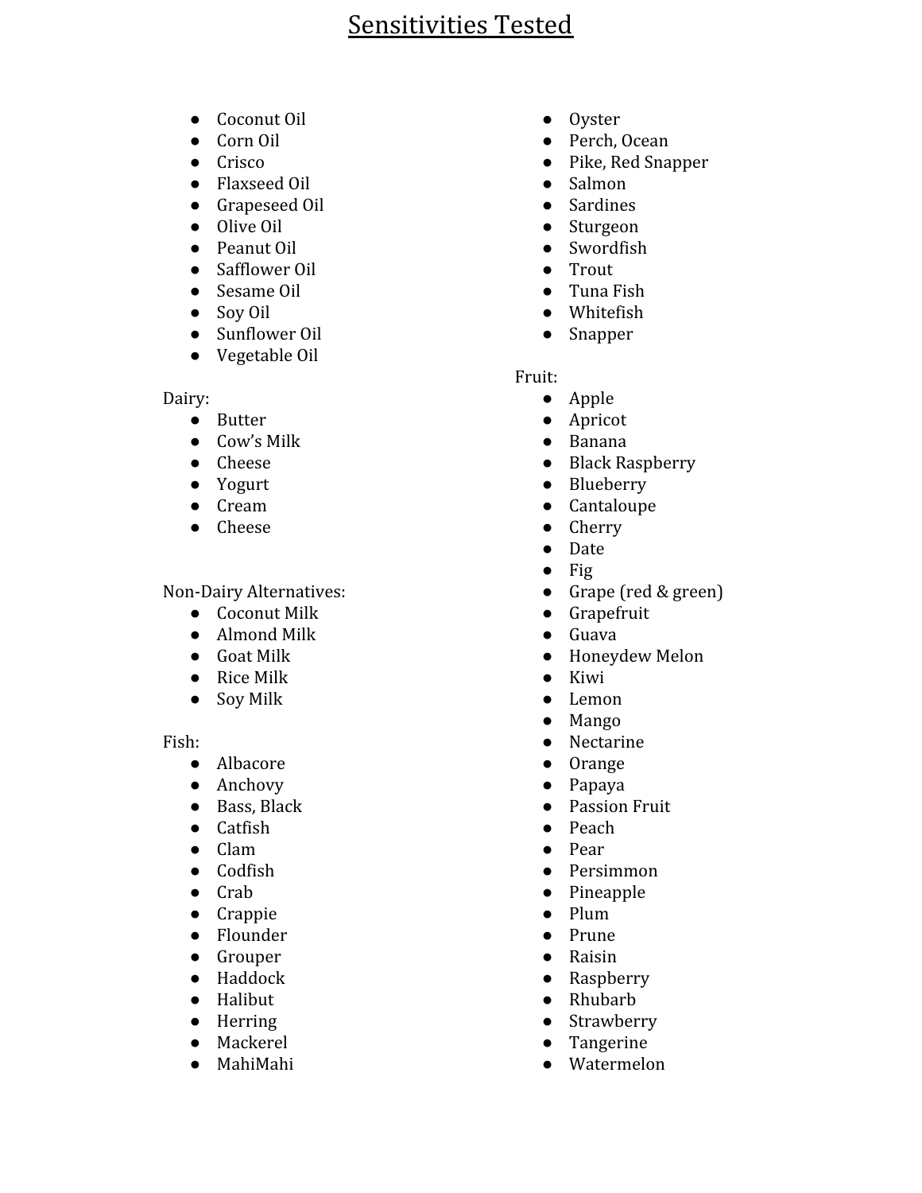# Sensitivities Tested

- Coconut Oil
- Corn Oil
- Crisco
- Flaxseed Oil
- Grapeseed Oil
- Olive Oil
- Peanut Oil
- Safflower Oil
- Sesame Oil
- Soy Oil
- Sunflower Oil
- Vegetable Oil

Dairy:
- Butter
- Cow's Milk
- Cheese
- Yogurt
- Cream
- Cheese

Non-Dairy Alternatives:
- Coconut Milk
- Almond Milk
- Goat Milk
- Rice Milk
- Soy Milk

Fish:
- Albacore
- Anchovy
- Bass, Black
- Catfish
- Clam
- Codfish
- Crab
- Crappie
- Flounder
- Grouper
- Haddock
- Halibut
- Herring
- Mackerel
- MahiMahi
- Oyster
- Perch, Ocean
- Pike, Red Snapper
- Salmon
- Sardines
- Sturgeon
- Swordfish
- Trout
- Tuna Fish
- Whitefish
- Snapper

Fruit:
- Apple
- Apricot
- Banana
- Black Raspberry
- Blueberry
- Cantaloupe
- Cherry
- Date
- Fig
- Grape (red & green)
- Grapefruit
- Guava
- Honeydew Melon
- Kiwi
- Lemon
- Mango
- Nectarine
- Orange
- Papaya
- Passion Fruit
- Peach
- Pear
- Persimmon
- Pineapple
- Plum
- Prune
- Raisin
- Raspberry
- Rhubarb
- Strawberry
- Tangerine
- Watermelon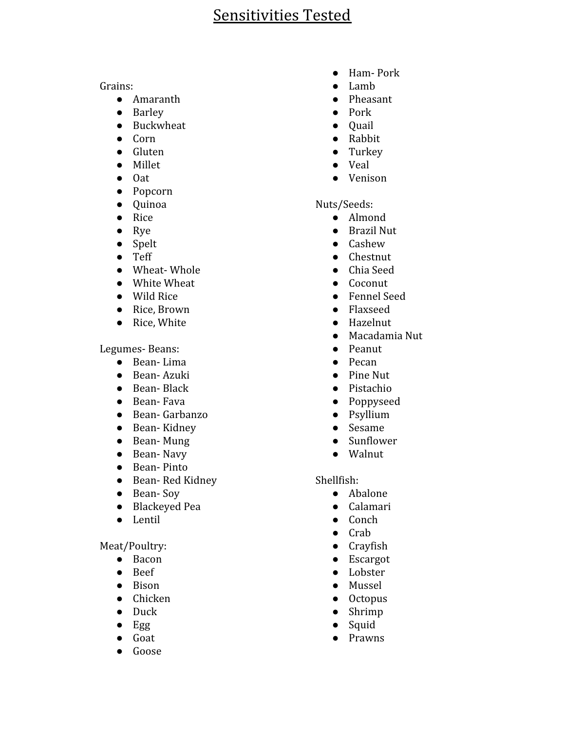# Sensitivities Tested

Grains:

- Amaranth
- Barley
- Buckwheat
- Corn
- Gluten
- Millet
- Oat
- Popcorn
- Quinoa
- Rice
- Rye
- Spelt
- Teff
- Wheat- Whole
- White Wheat
- Wild Rice
- Rice, Brown
- Rice, White

Legumes- Beans:

- Bean- Lima
- Bean- Azuki
- Bean- Black
- Bean- Fava
- Bean- Garbanzo
- Bean- Kidney
- Bean- Mung
- Bean- Navy
- Bean- Pinto
- Bean- Red Kidney
- Bean- Soy
- Blackeyed Pea
- Lentil

Meat/Poultry:

- Bacon
- Beef
- Bison
- Chicken
- Duck
- Egg
- Goat
- Goose
- Ham- Pork
- Lamb
- Pheasant
- Pork
- Quail
- Rabbit
- Turkey
- Veal
- Venison

Nuts/Seeds:

- Almond
- Brazil Nut
- Cashew
- Chestnut
- Chia Seed
- Coconut
- Fennel Seed
- Flaxseed
- Hazelnut
- Macadamia Nut
- Peanut
- Pecan
- Pine Nut
- Pistachio
- Poppyseed
- Psyllium
- Sesame
- Sunflower
- Walnut

Shellfish:

- Abalone
- Calamari
- Conch
- Crab
- Crayfish
- Escargot
- Lobster
- Mussel
- Octopus
- Shrimp
- Squid
- Prawns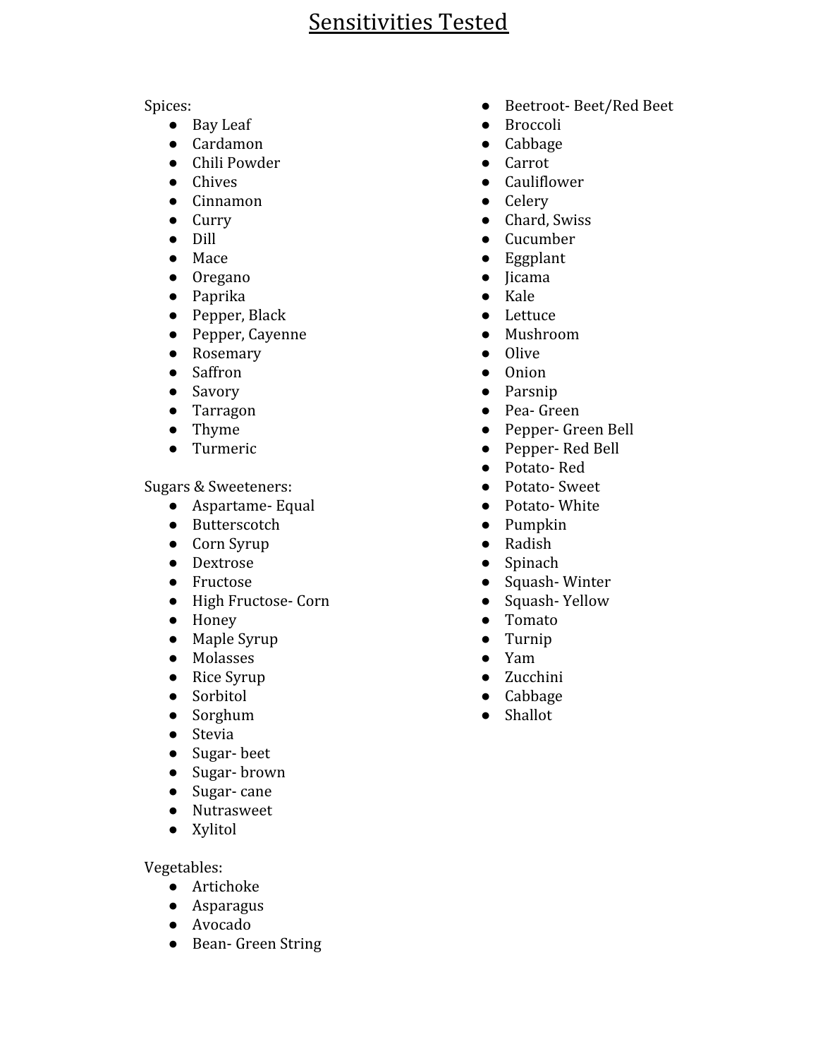# Sensitivities Tested

Spices:

- Bay Leaf
- Cardamon
- Chili Powder
- Chives
- Cinnamon
- Curry
- Dill
- Mace
- Oregano
- Paprika
- Pepper, Black
- Pepper, Cayenne
- Rosemary
- Saffron
- Savory
- Tarragon
- Thyme
- Turmeric

Sugars & Sweeteners:

- Aspartame- Equal
- Butterscotch
- Corn Syrup
- Dextrose
- Fructose
- High Fructose- Corn
- Honey
- Maple Syrup
- Molasses
- Rice Syrup
- Sorbitol
- Sorghum
- Stevia
- Sugar- beet
- Sugar- brown
- Sugar- cane
- Nutrasweet
- Xylitol

Vegetables:

- Artichoke
- Asparagus
- Avocado
- Bean- Green String
- Beetroot- Beet/Red Beet
- Broccoli
- Cabbage
- Carrot
- Cauliflower
- Celery
- Chard, Swiss
- Cucumber
- Eggplant
- Jicama
- Kale
- Lettuce
- Mushroom
- Olive
- Onion
- Parsnip
- Pea- Green
- Pepper- Green Bell
- Pepper- Red Bell
- Potato- Red
- Potato- Sweet
- Potato- White
- Pumpkin
- Radish
- Spinach
- Squash- Winter
- Squash- Yellow
- Tomato
- Turnip
- Yam
- Zucchini
- Cabbage
- Shallot